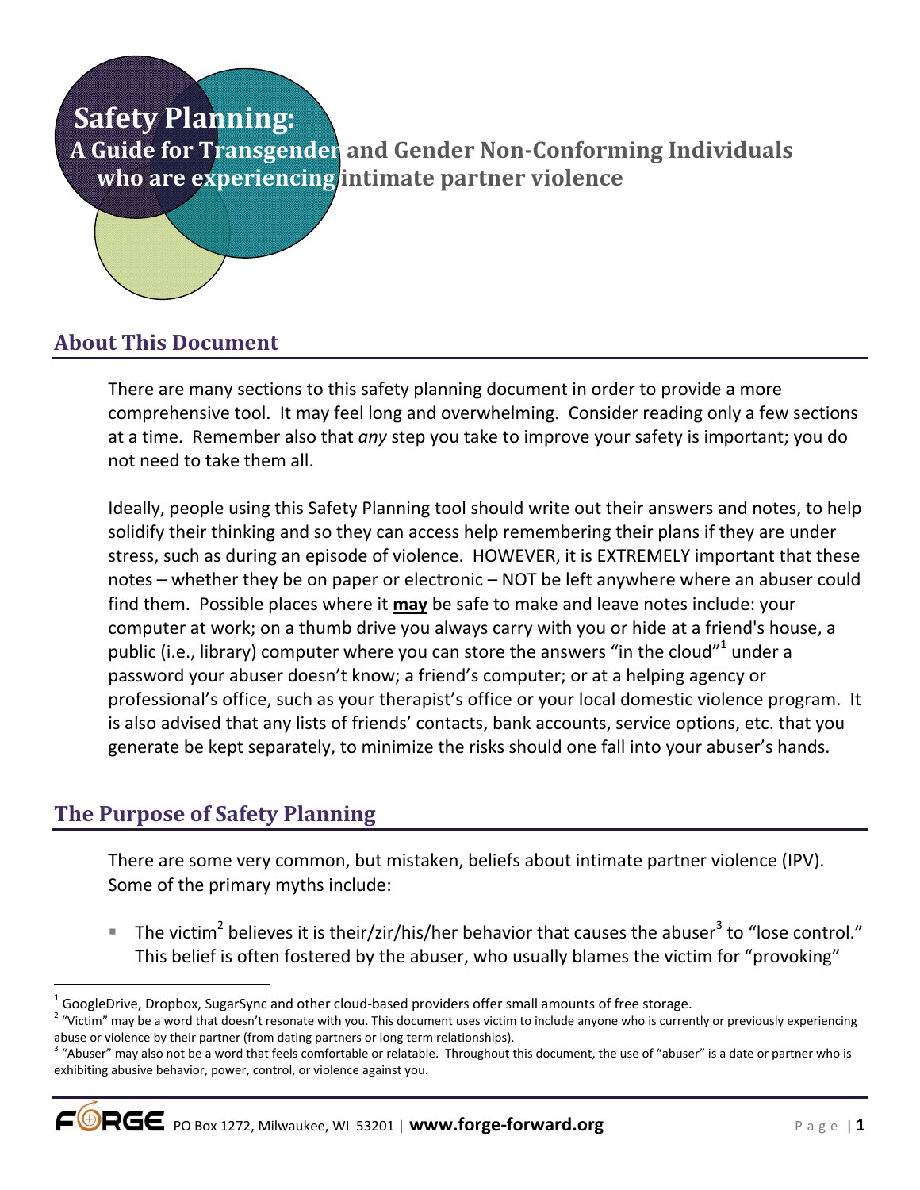# Safety Planning:

## A Guide for Transgender and Gender Non-Conforming Individuals who are experiencing intimate partner violence

## About This Document

There are many sections to this safety planning document in order to provide a more comprehensive tool. It may feel long and overwhelming. Consider reading only a few sections at a time. Remember also that *any* step you take to improve your safety is important; you do not need to take them all.

Ideally, people using this Safety Planning tool should write out their answers and notes, to help solidify their thinking and so they can access help remembering their plans if they are under stress, such as during an episode of violence. HOWEVER, it is EXTREMELY important that these notes – whether they be on paper or electronic – NOT be left anywhere where an abuser could find them. Possible places where it **may** be safe to make and leave notes include: your computer at work; on a thumb drive you always carry with you or hide at a friend's house, a public (i.e., library) computer where you can store the answers "in the cloud"[1] under a password your abuser doesn't know; a friend's computer; or at a helping agency or professional's office, such as your therapist's office or your local domestic violence program. It is also advised that any lists of friends' contacts, bank accounts, service options, etc. that you generate be kept separately, to minimize the risks should one fall into your abuser's hands.

## The Purpose of Safety Planning

There are some very common, but mistaken, beliefs about intimate partner violence (IPV). Some of the primary myths include:

- The victim[2] believes it is their/zir/his/her behavior that causes the abuser[3] to "lose control." This belief is often fostered by the abuser, who usually blames the victim for "provoking"

---

[1] GoogleDrive, Dropbox, SugarSync and other cloud-based providers offer small amounts of free storage.

[2] "Victim" may be a word that doesn't resonate with you. This document uses victim to include anyone who is currently or previously experiencing abuse or violence by their partner (from dating partners or long term relationships).

[3] "Abuser" may also not be a word that feels comfortable or relatable. Throughout this document, the use of "abuser" is a date or partner who is exhibiting abusive behavior, power, control, or violence against you.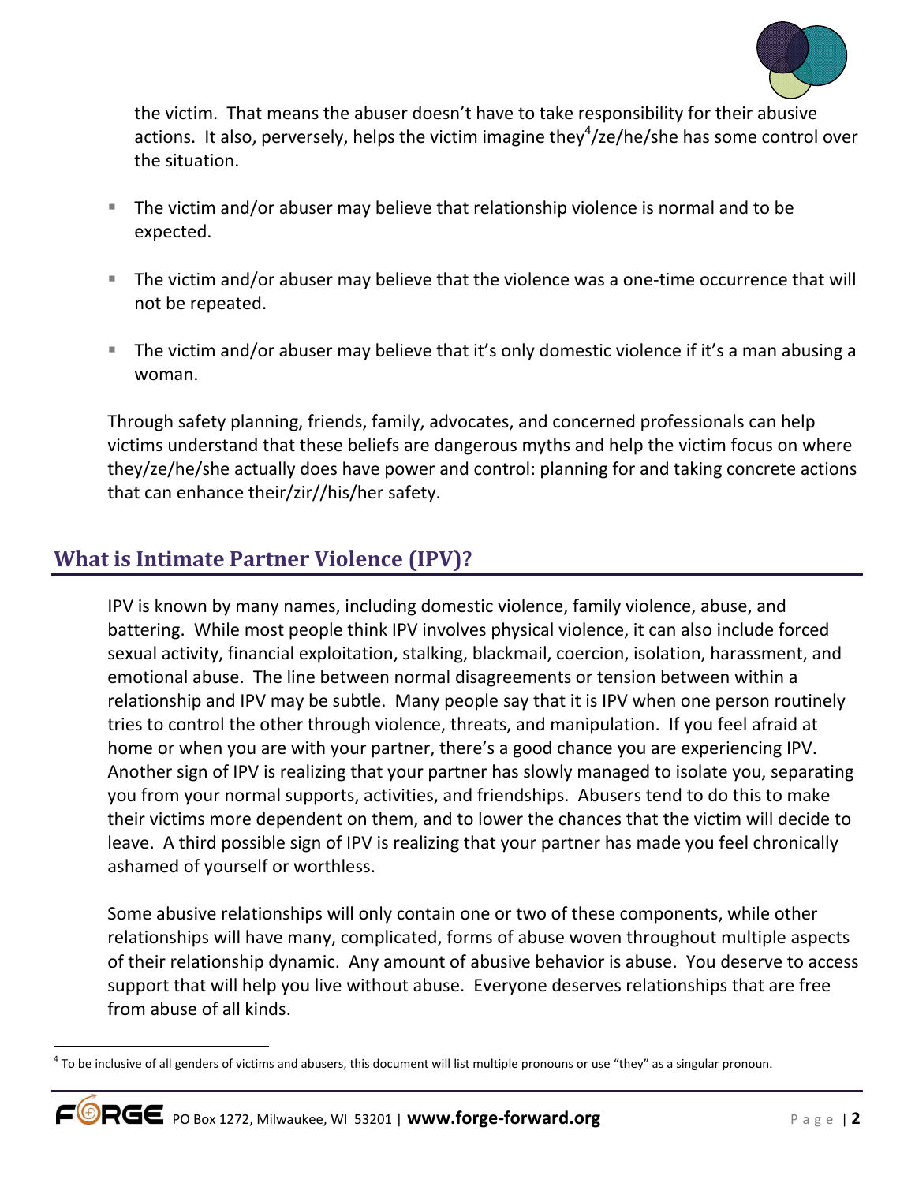the victim. That means the abuser doesn't have to take responsibility for their abusive actions. It also, perversely, helps the victim imagine they[4]/ze/he/she has some control over the situation.

- The victim and/or abuser may believe that relationship violence is normal and to be expected.
- The victim and/or abuser may believe that the violence was a one-time occurrence that will not be repeated.
- The victim and/or abuser may believe that it's only domestic violence if it's a man abusing a woman.

Through safety planning, friends, family, advocates, and concerned professionals can help victims understand that these beliefs are dangerous myths and help the victim focus on where they/ze/he/she actually does have power and control: planning for and taking concrete actions that can enhance their/zir//his/her safety.

## What is Intimate Partner Violence (IPV)?

IPV is known by many names, including domestic violence, family violence, abuse, and battering. While most people think IPV involves physical violence, it can also include forced sexual activity, financial exploitation, stalking, blackmail, coercion, isolation, harassment, and emotional abuse. The line between normal disagreements or tension between within a relationship and IPV may be subtle. Many people say that it is IPV when one person routinely tries to control the other through violence, threats, and manipulation. If you feel afraid at home or when you are with your partner, there's a good chance you are experiencing IPV. Another sign of IPV is realizing that your partner has slowly managed to isolate you, separating you from your normal supports, activities, and friendships. Abusers tend to do this to make their victims more dependent on them, and to lower the chances that the victim will decide to leave. A third possible sign of IPV is realizing that your partner has made you feel chronically ashamed of yourself or worthless.

Some abusive relationships will only contain one or two of these components, while other relationships will have many, complicated, forms of abuse woven throughout multiple aspects of their relationship dynamic. Any amount of abusive behavior is abuse. You deserve to access support that will help you live without abuse. Everyone deserves relationships that are free from abuse of all kinds.

[4] To be inclusive of all genders of victims and abusers, this document will list multiple pronouns or use "they" as a singular pronoun.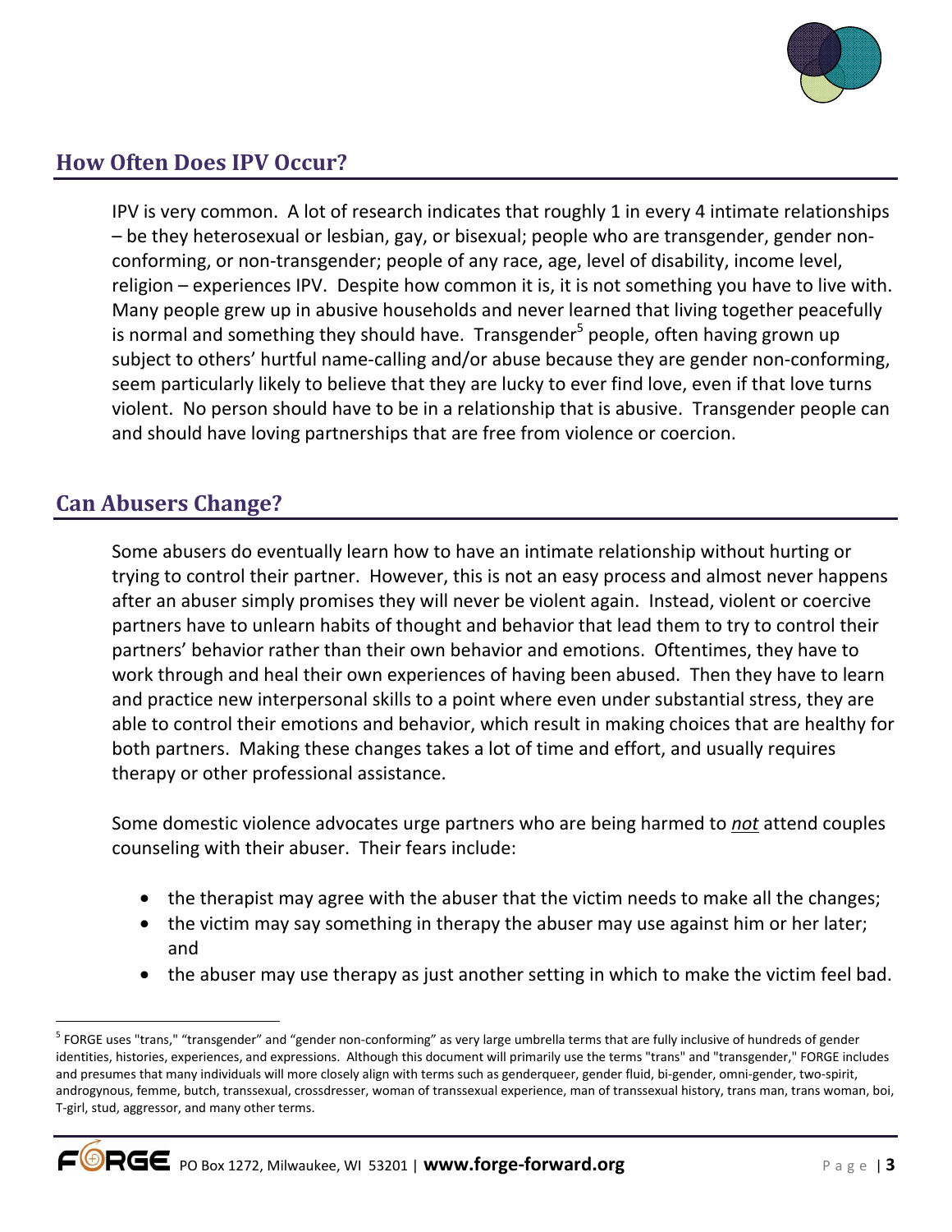## How Often Does IPV Occur?

IPV is very common. A lot of research indicates that roughly 1 in every 4 intimate relationships – be they heterosexual or lesbian, gay, or bisexual; people who are transgender, gender non-conforming, or non-transgender; people of any race, age, level of disability, income level, religion – experiences IPV. Despite how common it is, it is not something you have to live with. Many people grew up in abusive households and never learned that living together peacefully is normal and something they should have. Transgender[5] people, often having grown up subject to others' hurtful name-calling and/or abuse because they are gender non-conforming, seem particularly likely to believe that they are lucky to ever find love, even if that love turns violent. No person should have to be in a relationship that is abusive. Transgender people can and should have loving partnerships that are free from violence or coercion.

## Can Abusers Change?

Some abusers do eventually learn how to have an intimate relationship without hurting or trying to control their partner. However, this is not an easy process and almost never happens after an abuser simply promises they will never be violent again. Instead, violent or coercive partners have to unlearn habits of thought and behavior that lead them to try to control their partners' behavior rather than their own behavior and emotions. Oftentimes, they have to work through and heal their own experiences of having been abused. Then they have to learn and practice new interpersonal skills to a point where even under substantial stress, they are able to control their emotions and behavior, which result in making choices that are healthy for both partners. Making these changes takes a lot of time and effort, and usually requires therapy or other professional assistance.

Some domestic violence advocates urge partners who are being harmed to ***not*** attend couples counseling with their abuser. Their fears include:

- the therapist may agree with the abuser that the victim needs to make all the changes;
- the victim may say something in therapy the abuser may use against him or her later; and
- the abuser may use therapy as just another setting in which to make the victim feel bad.

[5] FORGE uses "trans," "transgender" and "gender non-conforming" as very large umbrella terms that are fully inclusive of hundreds of gender identities, histories, experiences, and expressions. Although this document will primarily use the terms "trans" and "transgender," FORGE includes and presumes that many individuals will more closely align with terms such as genderqueer, gender fluid, bi-gender, omni-gender, two-spirit, androgynous, femme, butch, transsexual, crossdresser, woman of transsexual experience, man of transsexual history, trans man, trans woman, boi, T-girl, stud, aggressor, and many other terms.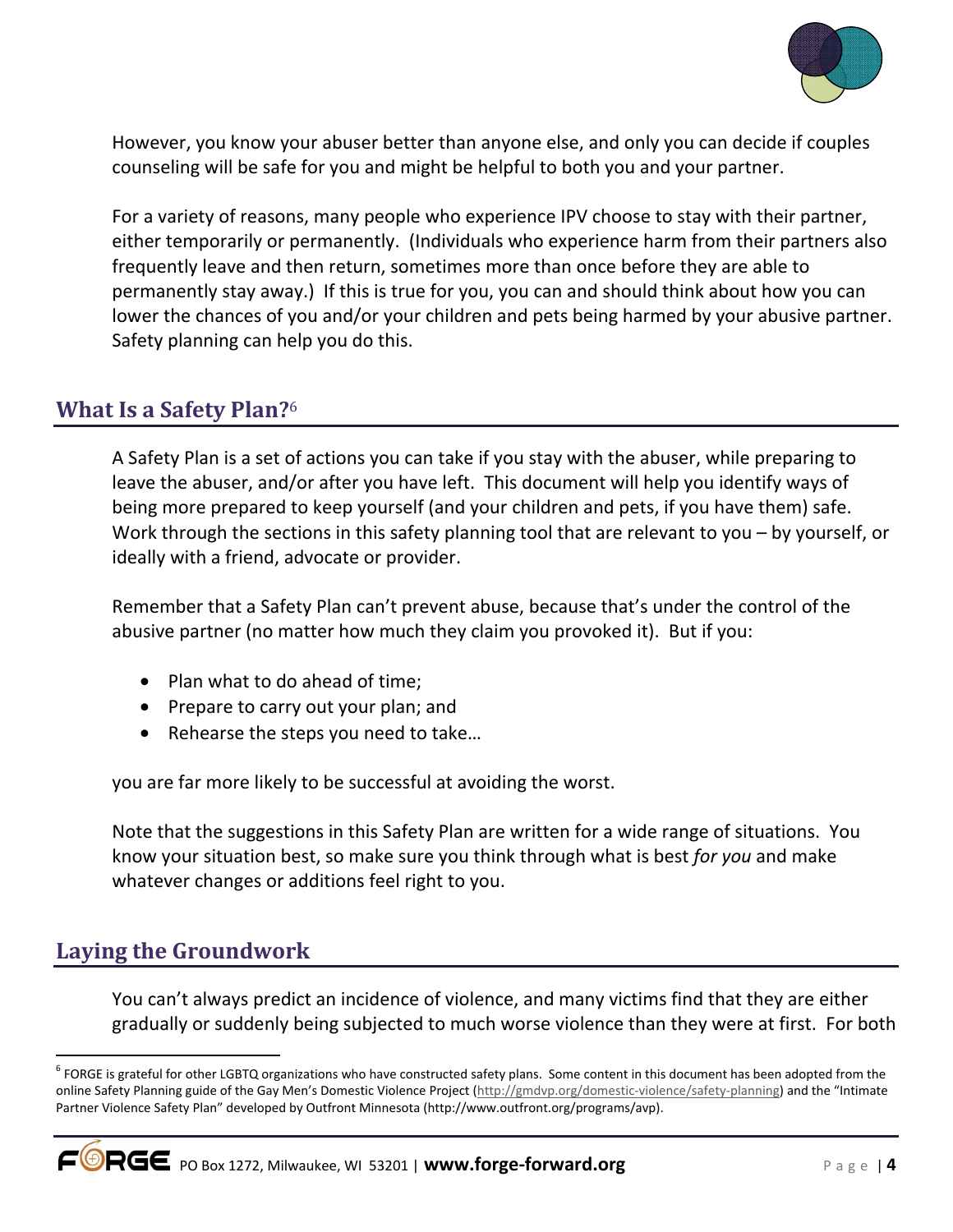However, you know your abuser better than anyone else, and only you can decide if couples counseling will be safe for you and might be helpful to both you and your partner.

For a variety of reasons, many people who experience IPV choose to stay with their partner, either temporarily or permanently. (Individuals who experience harm from their partners also frequently leave and then return, sometimes more than once before they are able to permanently stay away.) If this is true for you, you can and should think about how you can lower the chances of you and/or your children and pets being harmed by your abusive partner. Safety planning can help you do this.

## What Is a Safety Plan?[6]

A Safety Plan is a set of actions you can take if you stay with the abuser, while preparing to leave the abuser, and/or after you have left. This document will help you identify ways of being more prepared to keep yourself (and your children and pets, if you have them) safe. Work through the sections in this safety planning tool that are relevant to you – by yourself, or ideally with a friend, advocate or provider.

Remember that a Safety Plan can't prevent abuse, because that's under the control of the abusive partner (no matter how much they claim you provoked it). But if you:

- Plan what to do ahead of time;
- Prepare to carry out your plan; and
- Rehearse the steps you need to take…

you are far more likely to be successful at avoiding the worst.

Note that the suggestions in this Safety Plan are written for a wide range of situations. You know your situation best, so make sure you think through what is best *for you* and make whatever changes or additions feel right to you.

## Laying the Groundwork

You can't always predict an incidence of violence, and many victims find that they are either gradually or suddenly being subjected to much worse violence than they were at first. For both

---

[6] FORGE is grateful for other LGBTQ organizations who have constructed safety plans. Some content in this document has been adopted from the online Safety Planning guide of the Gay Men's Domestic Violence Project (http://gmdvp.org/domestic-violence/safety-planning) and the "Intimate Partner Violence Safety Plan" developed by Outfront Minnesota (http://www.outfront.org/programs/avp).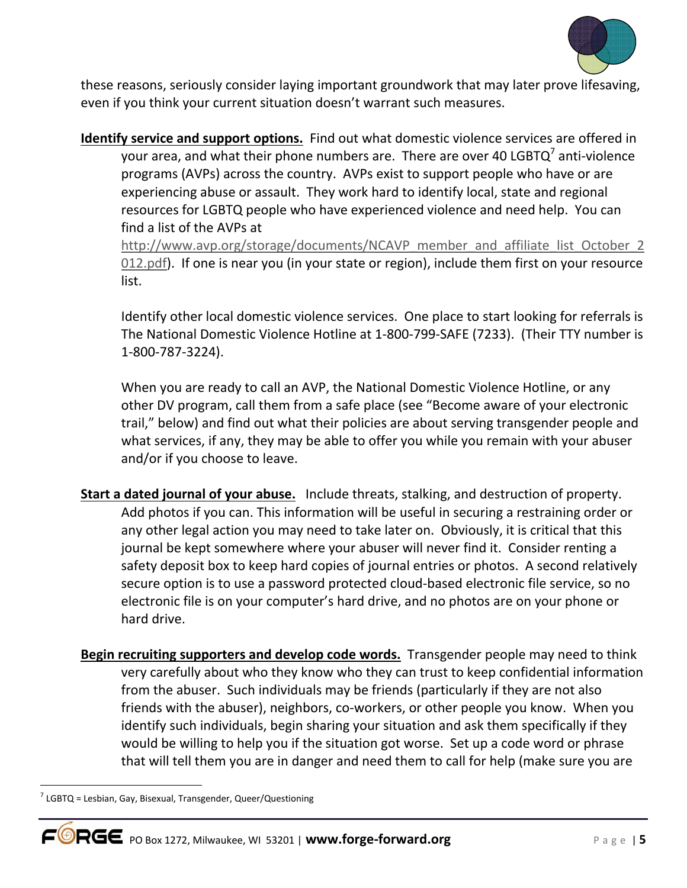these reasons, seriously consider laying important groundwork that may later prove lifesaving, even if you think your current situation doesn't warrant such measures.

**Identify service and support options.** Find out what domestic violence services are offered in your area, and what their phone numbers are. There are over 40 LGBTQ[7] anti-violence programs (AVPs) across the country. AVPs exist to support people who have or are experiencing abuse or assault. They work hard to identify local, state and regional resources for LGBTQ people who have experienced violence and need help. You can find a list of the AVPs at http://www.avp.org/storage/documents/NCAVP_member_and_affiliate_list_October_2012.pdf). If one is near you (in your state or region), include them first on your resource list.

Identify other local domestic violence services. One place to start looking for referrals is The National Domestic Violence Hotline at 1-800-799-SAFE (7233). (Their TTY number is 1-800-787-3224).

When you are ready to call an AVP, the National Domestic Violence Hotline, or any other DV program, call them from a safe place (see "Become aware of your electronic trail," below) and find out what their policies are about serving transgender people and what services, if any, they may be able to offer you while you remain with your abuser and/or if you choose to leave.

**Start a dated journal of your abuse.** Include threats, stalking, and destruction of property. Add photos if you can. This information will be useful in securing a restraining order or any other legal action you may need to take later on. Obviously, it is critical that this journal be kept somewhere where your abuser will never find it. Consider renting a safety deposit box to keep hard copies of journal entries or photos. A second relatively secure option is to use a password protected cloud-based electronic file service, so no electronic file is on your computer's hard drive, and no photos are on your phone or hard drive.

**Begin recruiting supporters and develop code words.** Transgender people may need to think very carefully about who they know who they can trust to keep confidential information from the abuser. Such individuals may be friends (particularly if they are not also friends with the abuser), neighbors, co-workers, or other people you know. When you identify such individuals, begin sharing your situation and ask them specifically if they would be willing to help you if the situation got worse. Set up a code word or phrase that will tell them you are in danger and need them to call for help (make sure you are

---

[7] LGBTQ = Lesbian, Gay, Bisexual, Transgender, Queer/Questioning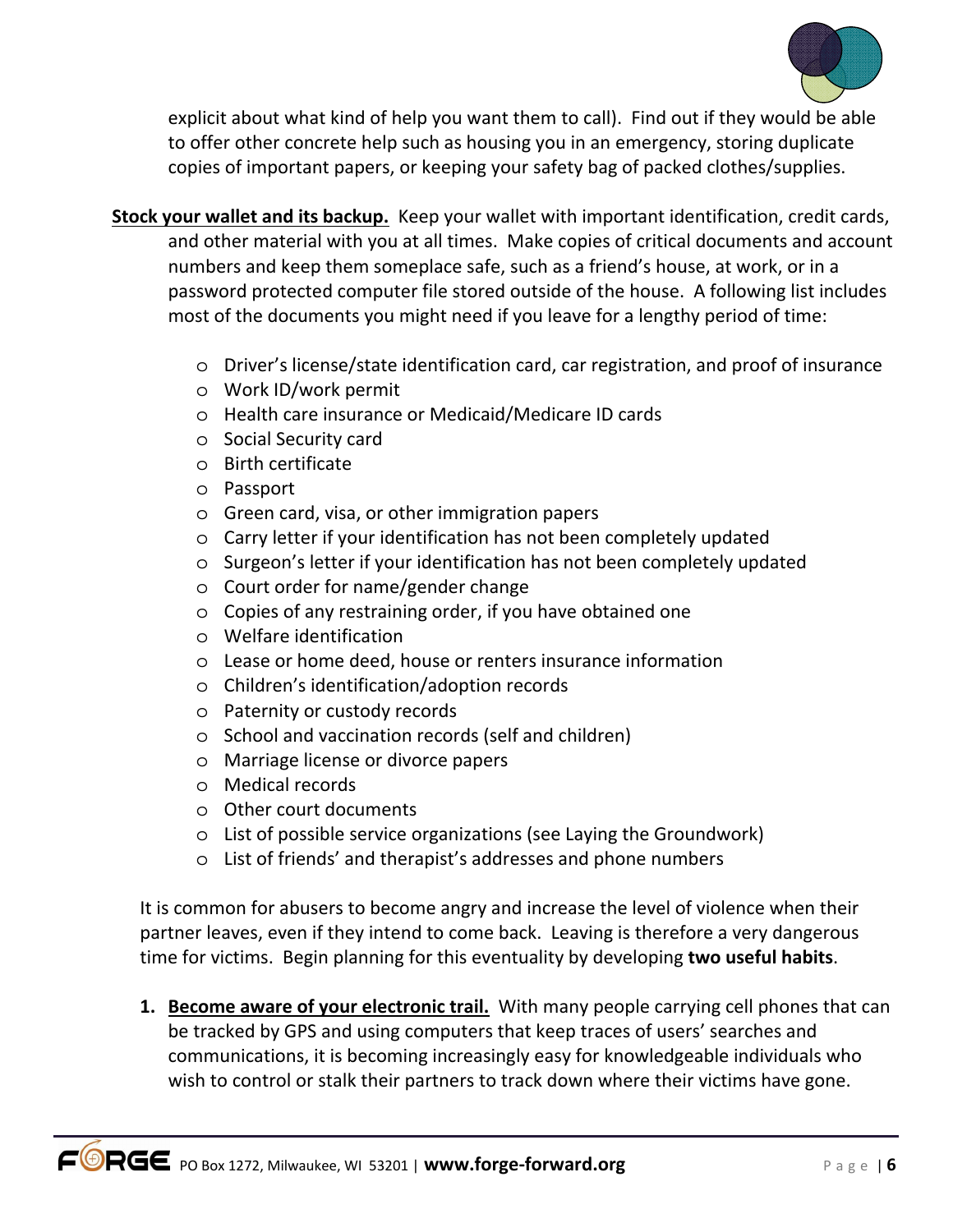explicit about what kind of help you want them to call). Find out if they would be able to offer other concrete help such as housing you in an emergency, storing duplicate copies of important papers, or keeping your safety bag of packed clothes/supplies.

**Stock your wallet and its backup.** Keep your wallet with important identification, credit cards, and other material with you at all times. Make copies of critical documents and account numbers and keep them someplace safe, such as a friend's house, at work, or in a password protected computer file stored outside of the house. A following list includes most of the documents you might need if you leave for a lengthy period of time:

- Driver's license/state identification card, car registration, and proof of insurance
- Work ID/work permit
- Health care insurance or Medicaid/Medicare ID cards
- Social Security card
- Birth certificate
- Passport
- Green card, visa, or other immigration papers
- Carry letter if your identification has not been completely updated
- Surgeon's letter if your identification has not been completely updated
- Court order for name/gender change
- Copies of any restraining order, if you have obtained one
- Welfare identification
- Lease or home deed, house or renters insurance information
- Children's identification/adoption records
- Paternity or custody records
- School and vaccination records (self and children)
- Marriage license or divorce papers
- Medical records
- Other court documents
- List of possible service organizations (see Laying the Groundwork)
- List of friends' and therapist's addresses and phone numbers

It is common for abusers to become angry and increase the level of violence when their partner leaves, even if they intend to come back. Leaving is therefore a very dangerous time for victims. Begin planning for this eventuality by developing **two useful habits**.

1. **Become aware of your electronic trail.** With many people carrying cell phones that can be tracked by GPS and using computers that keep traces of users' searches and communications, it is becoming increasingly easy for knowledgeable individuals who wish to control or stalk their partners to track down where their victims have gone.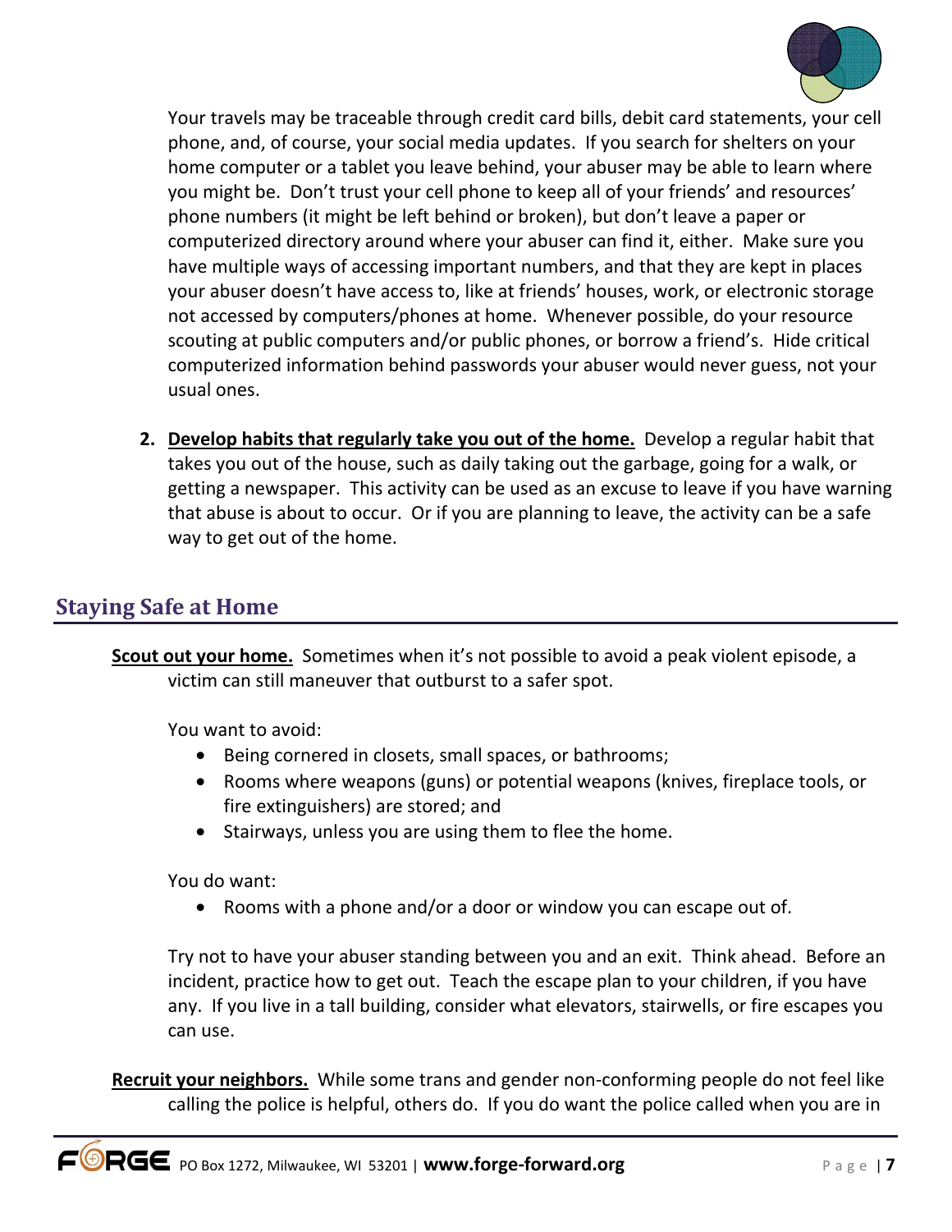Your travels may be traceable through credit card bills, debit card statements, your cell phone, and, of course, your social media updates. If you search for shelters on your home computer or a tablet you leave behind, your abuser may be able to learn where you might be. Don't trust your cell phone to keep all of your friends' and resources' phone numbers (it might be left behind or broken), but don't leave a paper or computerized directory around where your abuser can find it, either. Make sure you have multiple ways of accessing important numbers, and that they are kept in places your abuser doesn't have access to, like at friends' houses, work, or electronic storage not accessed by computers/phones at home. Whenever possible, do your resource scouting at public computers and/or public phones, or borrow a friend's. Hide critical computerized information behind passwords your abuser would never guess, not your usual ones.

2. **Develop habits that regularly take you out of the home.** Develop a regular habit that takes you out of the house, such as daily taking out the garbage, going for a walk, or getting a newspaper. This activity can be used as an excuse to leave if you have warning that abuse is about to occur. Or if you are planning to leave, the activity can be a safe way to get out of the home.

## Staying Safe at Home

**Scout out your home.** Sometimes when it's not possible to avoid a peak violent episode, a victim can still maneuver that outburst to a safer spot.

You want to avoid:

- Being cornered in closets, small spaces, or bathrooms;
- Rooms where weapons (guns) or potential weapons (knives, fireplace tools, or fire extinguishers) are stored; and
- Stairways, unless you are using them to flee the home.

You do want:

- Rooms with a phone and/or a door or window you can escape out of.

Try not to have your abuser standing between you and an exit. Think ahead. Before an incident, practice how to get out. Teach the escape plan to your children, if you have any. If you live in a tall building, consider what elevators, stairwells, or fire escapes you can use.

**Recruit your neighbors.** While some trans and gender non-conforming people do not feel like calling the police is helpful, others do. If you do want the police called when you are in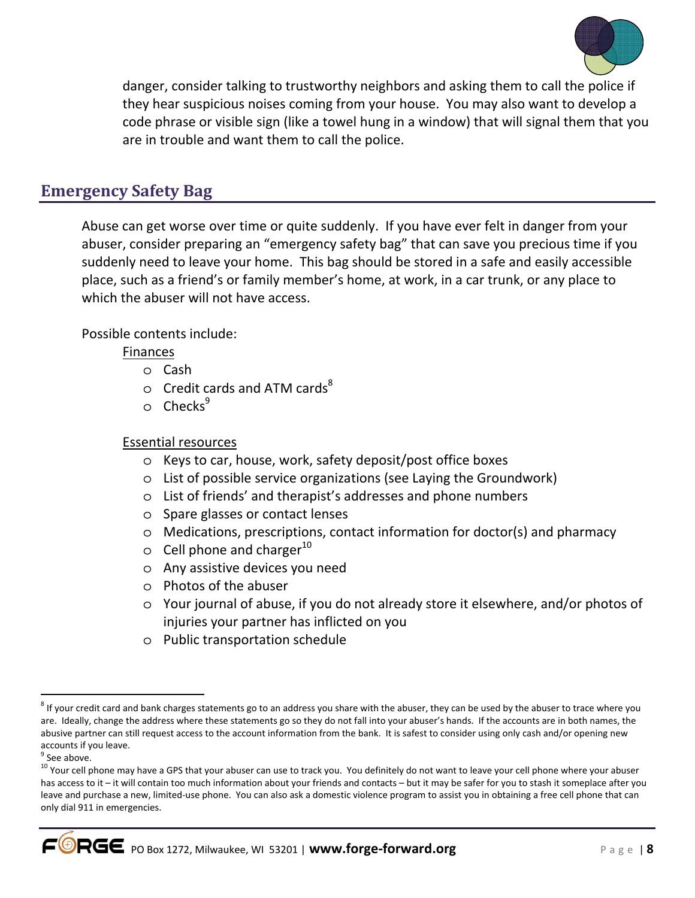danger, consider talking to trustworthy neighbors and asking them to call the police if they hear suspicious noises coming from your house. You may also want to develop a code phrase or visible sign (like a towel hung in a window) that will signal them that you are in trouble and want them to call the police.

## Emergency Safety Bag

Abuse can get worse over time or quite suddenly. If you have ever felt in danger from your abuser, consider preparing an "emergency safety bag" that can save you precious time if you suddenly need to leave your home. This bag should be stored in a safe and easily accessible place, such as a friend's or family member's home, at work, in a car trunk, or any place to which the abuser will not have access.

Possible contents include:

Finances

- Cash
- Credit cards and ATM cards[8]
- Checks[9]

Essential resources

- Keys to car, house, work, safety deposit/post office boxes
- List of possible service organizations (see Laying the Groundwork)
- List of friends' and therapist's addresses and phone numbers
- Spare glasses or contact lenses
- Medications, prescriptions, contact information for doctor(s) and pharmacy
- Cell phone and charger[10]
- Any assistive devices you need
- Photos of the abuser
- Your journal of abuse, if you do not already store it elsewhere, and/or photos of injuries your partner has inflicted on you
- Public transportation schedule

---

[8] If your credit card and bank charges statements go to an address you share with the abuser, they can be used by the abuser to trace where you are. Ideally, change the address where these statements go so they do not fall into your abuser's hands. If the accounts are in both names, the abusive partner can still request access to the account information from the bank. It is safest to consider using only cash and/or opening new accounts if you leave.

[9] See above.

[10] Your cell phone may have a GPS that your abuser can use to track you. You definitely do not want to leave your cell phone where your abuser has access to it – it will contain too much information about your friends and contacts – but it may be safer for you to stash it someplace after you leave and purchase a new, limited-use phone. You can also ask a domestic violence program to assist you in obtaining a free cell phone that can only dial 911 in emergencies.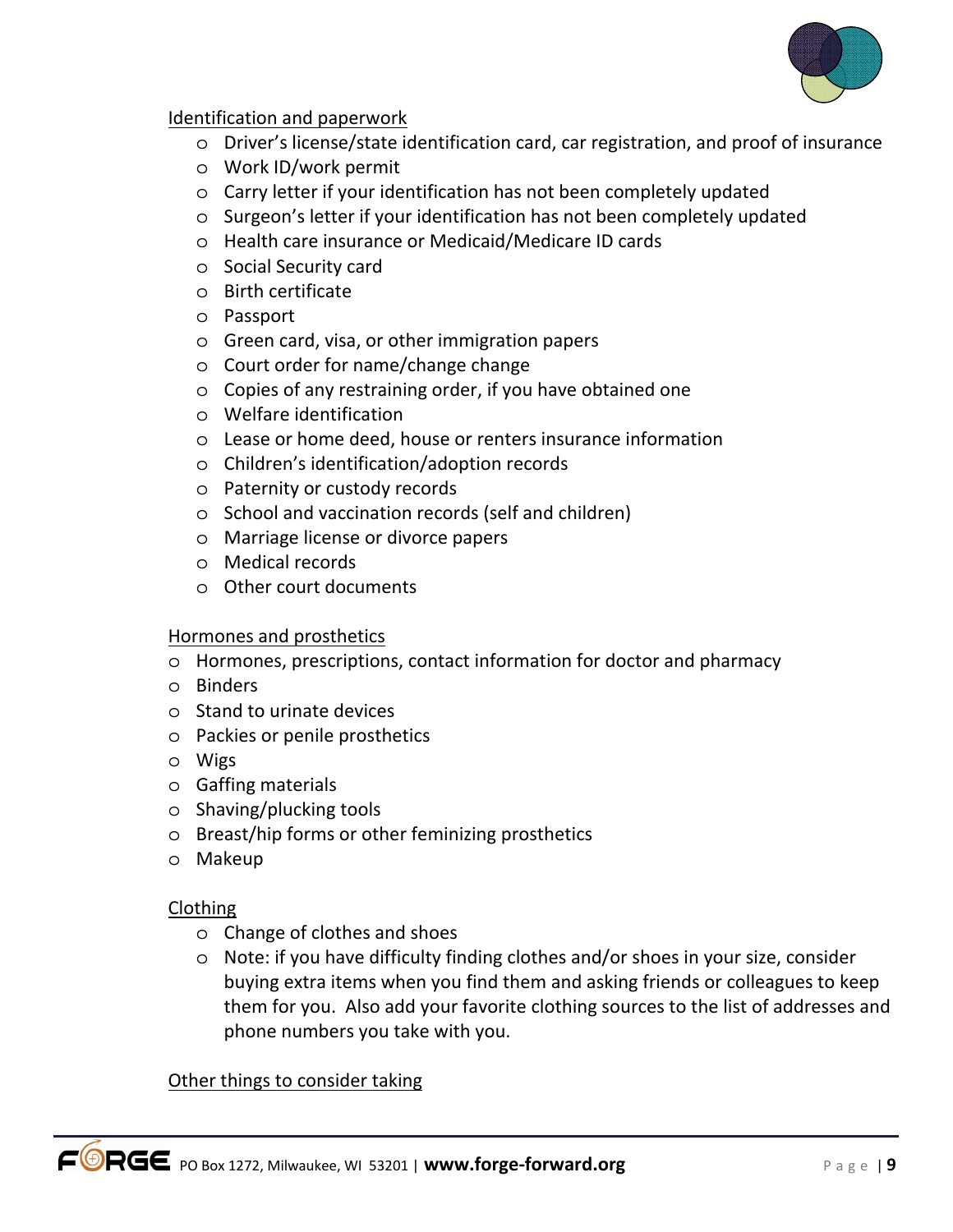Identification and paperwork

- Driver's license/state identification card, car registration, and proof of insurance
- Work ID/work permit
- Carry letter if your identification has not been completely updated
- Surgeon's letter if your identification has not been completely updated
- Health care insurance or Medicaid/Medicare ID cards
- Social Security card
- Birth certificate
- Passport
- Green card, visa, or other immigration papers
- Court order for name/change change
- Copies of any restraining order, if you have obtained one
- Welfare identification
- Lease or home deed, house or renters insurance information
- Children's identification/adoption records
- Paternity or custody records
- School and vaccination records (self and children)
- Marriage license or divorce papers
- Medical records
- Other court documents

Hormones and prosthetics

- Hormones, prescriptions, contact information for doctor and pharmacy
- Binders
- Stand to urinate devices
- Packies or penile prosthetics
- Wigs
- Gaffing materials
- Shaving/plucking tools
- Breast/hip forms or other feminizing prosthetics
- Makeup

Clothing

- Change of clothes and shoes
- Note: if you have difficulty finding clothes and/or shoes in your size, consider buying extra items when you find them and asking friends or colleagues to keep them for you. Also add your favorite clothing sources to the list of addresses and phone numbers you take with you.

Other things to consider taking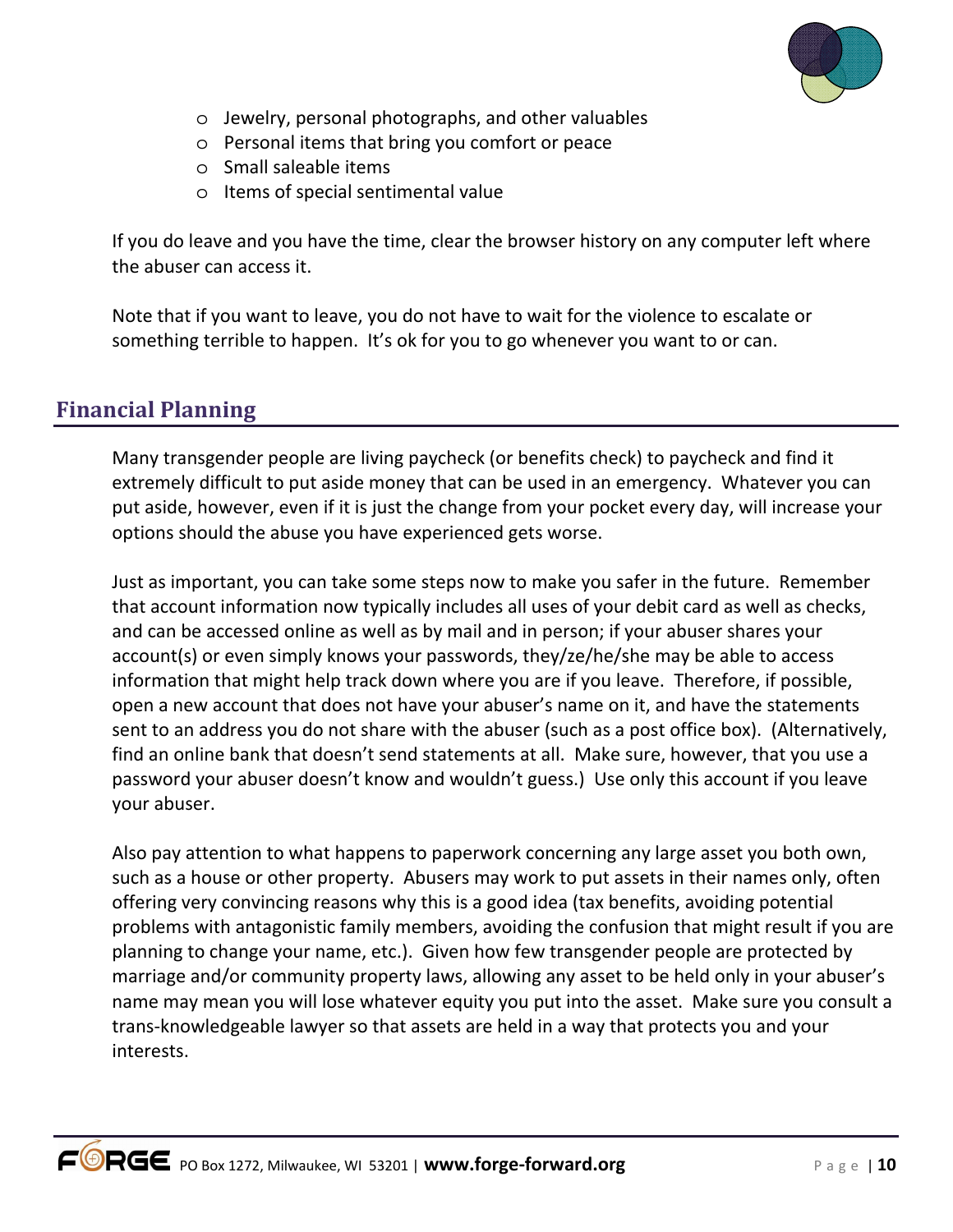- Jewelry, personal photographs, and other valuables
- Personal items that bring you comfort or peace
- Small saleable items
- Items of special sentimental value

If you do leave and you have the time, clear the browser history on any computer left where the abuser can access it.

Note that if you want to leave, you do not have to wait for the violence to escalate or something terrible to happen. It's ok for you to go whenever you want to or can.

## Financial Planning

Many transgender people are living paycheck (or benefits check) to paycheck and find it extremely difficult to put aside money that can be used in an emergency. Whatever you can put aside, however, even if it is just the change from your pocket every day, will increase your options should the abuse you have experienced gets worse.

Just as important, you can take some steps now to make you safer in the future. Remember that account information now typically includes all uses of your debit card as well as checks, and can be accessed online as well as by mail and in person; if your abuser shares your account(s) or even simply knows your passwords, they/ze/he/she may be able to access information that might help track down where you are if you leave. Therefore, if possible, open a new account that does not have your abuser's name on it, and have the statements sent to an address you do not share with the abuser (such as a post office box). (Alternatively, find an online bank that doesn't send statements at all. Make sure, however, that you use a password your abuser doesn't know and wouldn't guess.) Use only this account if you leave your abuser.

Also pay attention to what happens to paperwork concerning any large asset you both own, such as a house or other property. Abusers may work to put assets in their names only, often offering very convincing reasons why this is a good idea (tax benefits, avoiding potential problems with antagonistic family members, avoiding the confusion that might result if you are planning to change your name, etc.). Given how few transgender people are protected by marriage and/or community property laws, allowing any asset to be held only in your abuser's name may mean you will lose whatever equity you put into the asset. Make sure you consult a trans-knowledgeable lawyer so that assets are held in a way that protects you and your interests.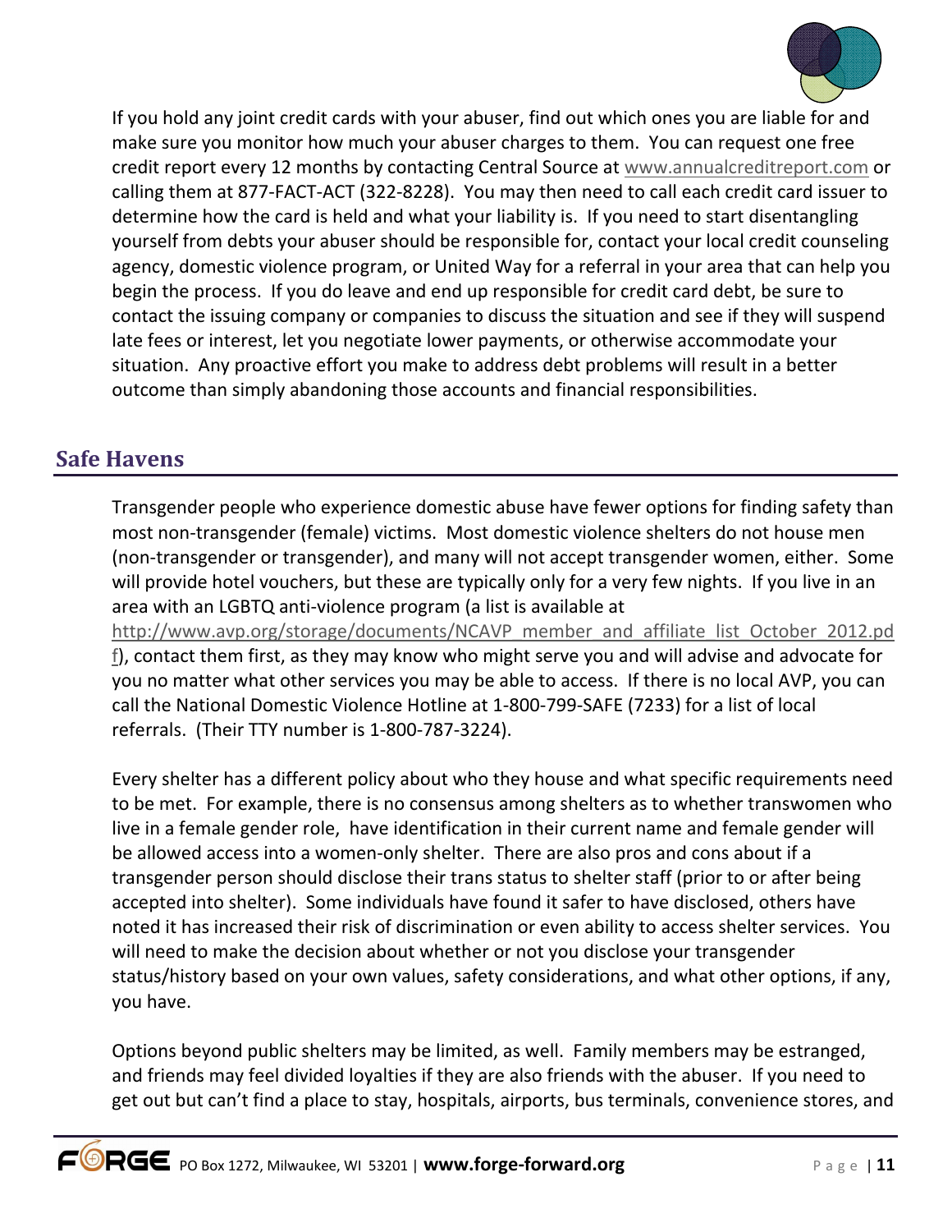If you hold any joint credit cards with your abuser, find out which ones you are liable for and make sure you monitor how much your abuser charges to them. You can request one free credit report every 12 months by contacting Central Source at www.annualcreditreport.com or calling them at 877-FACT-ACT (322-8228). You may then need to call each credit card issuer to determine how the card is held and what your liability is. If you need to start disentangling yourself from debts your abuser should be responsible for, contact your local credit counseling agency, domestic violence program, or United Way for a referral in your area that can help you begin the process. If you do leave and end up responsible for credit card debt, be sure to contact the issuing company or companies to discuss the situation and see if they will suspend late fees or interest, let you negotiate lower payments, or otherwise accommodate your situation. Any proactive effort you make to address debt problems will result in a better outcome than simply abandoning those accounts and financial responsibilities.

## Safe Havens

Transgender people who experience domestic abuse have fewer options for finding safety than most non-transgender (female) victims. Most domestic violence shelters do not house men (non-transgender or transgender), and many will not accept transgender women, either. Some will provide hotel vouchers, but these are typically only for a very few nights. If you live in an area with an LGBTQ anti-violence program (a list is available at http://www.avp.org/storage/documents/NCAVP_member_and_affiliate_list_October_2012.pdf), contact them first, as they may know who might serve you and will advise and advocate for you no matter what other services you may be able to access. If there is no local AVP, you can call the National Domestic Violence Hotline at 1-800-799-SAFE (7233) for a list of local referrals. (Their TTY number is 1-800-787-3224).

Every shelter has a different policy about who they house and what specific requirements need to be met. For example, there is no consensus among shelters as to whether transwomen who live in a female gender role, have identification in their current name and female gender will be allowed access into a women-only shelter. There are also pros and cons about if a transgender person should disclose their trans status to shelter staff (prior to or after being accepted into shelter). Some individuals have found it safer to have disclosed, others have noted it has increased their risk of discrimination or even ability to access shelter services. You will need to make the decision about whether or not you disclose your transgender status/history based on your own values, safety considerations, and what other options, if any, you have.

Options beyond public shelters may be limited, as well. Family members may be estranged, and friends may feel divided loyalties if they are also friends with the abuser. If you need to get out but can't find a place to stay, hospitals, airports, bus terminals, convenience stores, and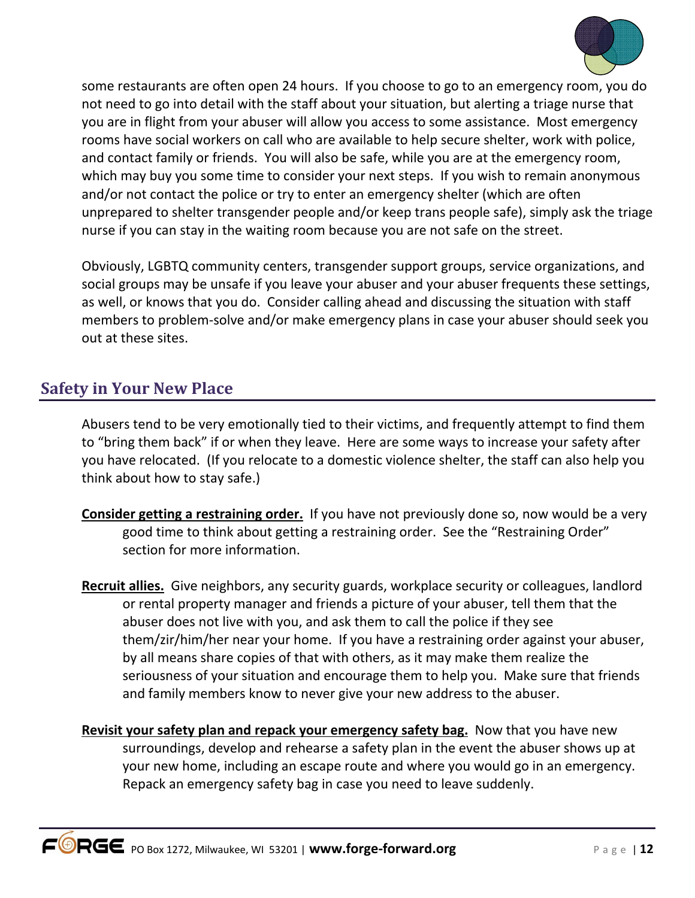some restaurants are often open 24 hours. If you choose to go to an emergency room, you do not need to go into detail with the staff about your situation, but alerting a triage nurse that you are in flight from your abuser will allow you access to some assistance. Most emergency rooms have social workers on call who are available to help secure shelter, work with police, and contact family or friends. You will also be safe, while you are at the emergency room, which may buy you some time to consider your next steps. If you wish to remain anonymous and/or not contact the police or try to enter an emergency shelter (which are often unprepared to shelter transgender people and/or keep trans people safe), simply ask the triage nurse if you can stay in the waiting room because you are not safe on the street.

Obviously, LGBTQ community centers, transgender support groups, service organizations, and social groups may be unsafe if you leave your abuser and your abuser frequents these settings, as well, or knows that you do. Consider calling ahead and discussing the situation with staff members to problem-solve and/or make emergency plans in case your abuser should seek you out at these sites.

## Safety in Your New Place

Abusers tend to be very emotionally tied to their victims, and frequently attempt to find them to "bring them back" if or when they leave. Here are some ways to increase your safety after you have relocated. (If you relocate to a domestic violence shelter, the staff can also help you think about how to stay safe.)

**Consider getting a restraining order.** If you have not previously done so, now would be a very good time to think about getting a restraining order. See the "Restraining Order" section for more information.

**Recruit allies.** Give neighbors, any security guards, workplace security or colleagues, landlord or rental property manager and friends a picture of your abuser, tell them that the abuser does not live with you, and ask them to call the police if they see them/zir/him/her near your home. If you have a restraining order against your abuser, by all means share copies of that with others, as it may make them realize the seriousness of your situation and encourage them to help you. Make sure that friends and family members know to never give your new address to the abuser.

**Revisit your safety plan and repack your emergency safety bag.** Now that you have new surroundings, develop and rehearse a safety plan in the event the abuser shows up at your new home, including an escape route and where you would go in an emergency. Repack an emergency safety bag in case you need to leave suddenly.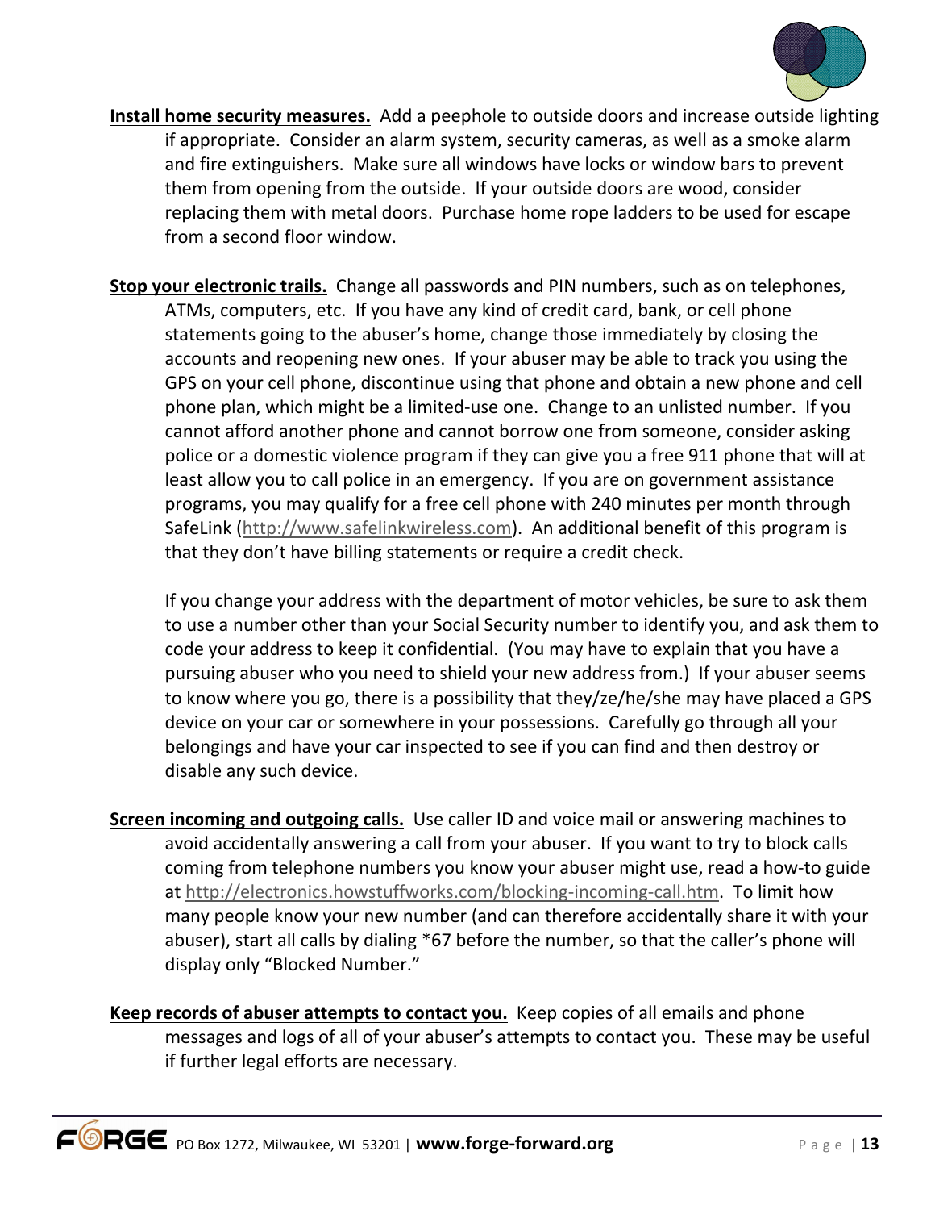**Install home security measures.** Add a peephole to outside doors and increase outside lighting if appropriate. Consider an alarm system, security cameras, as well as a smoke alarm and fire extinguishers. Make sure all windows have locks or window bars to prevent them from opening from the outside. If your outside doors are wood, consider replacing them with metal doors. Purchase home rope ladders to be used for escape from a second floor window.

**Stop your electronic trails.** Change all passwords and PIN numbers, such as on telephones, ATMs, computers, etc. If you have any kind of credit card, bank, or cell phone statements going to the abuser's home, change those immediately by closing the accounts and reopening new ones. If your abuser may be able to track you using the GPS on your cell phone, discontinue using that phone and obtain a new phone and cell phone plan, which might be a limited-use one. Change to an unlisted number. If you cannot afford another phone and cannot borrow one from someone, consider asking police or a domestic violence program if they can give you a free 911 phone that will at least allow you to call police in an emergency. If you are on government assistance programs, you may qualify for a free cell phone with 240 minutes per month through SafeLink (http://www.safelinkwireless.com). An additional benefit of this program is that they don't have billing statements or require a credit check.

If you change your address with the department of motor vehicles, be sure to ask them to use a number other than your Social Security number to identify you, and ask them to code your address to keep it confidential. (You may have to explain that you have a pursuing abuser who you need to shield your new address from.) If your abuser seems to know where you go, there is a possibility that they/ze/he/she may have placed a GPS device on your car or somewhere in your possessions. Carefully go through all your belongings and have your car inspected to see if you can find and then destroy or disable any such device.

**Screen incoming and outgoing calls.** Use caller ID and voice mail or answering machines to avoid accidentally answering a call from your abuser. If you want to try to block calls coming from telephone numbers you know your abuser might use, read a how-to guide at http://electronics.howstuffworks.com/blocking-incoming-call.htm. To limit how many people know your new number (and can therefore accidentally share it with your abuser), start all calls by dialing *67 before the number, so that the caller's phone will display only "Blocked Number."

**Keep records of abuser attempts to contact you.** Keep copies of all emails and phone messages and logs of all of your abuser's attempts to contact you. These may be useful if further legal efforts are necessary.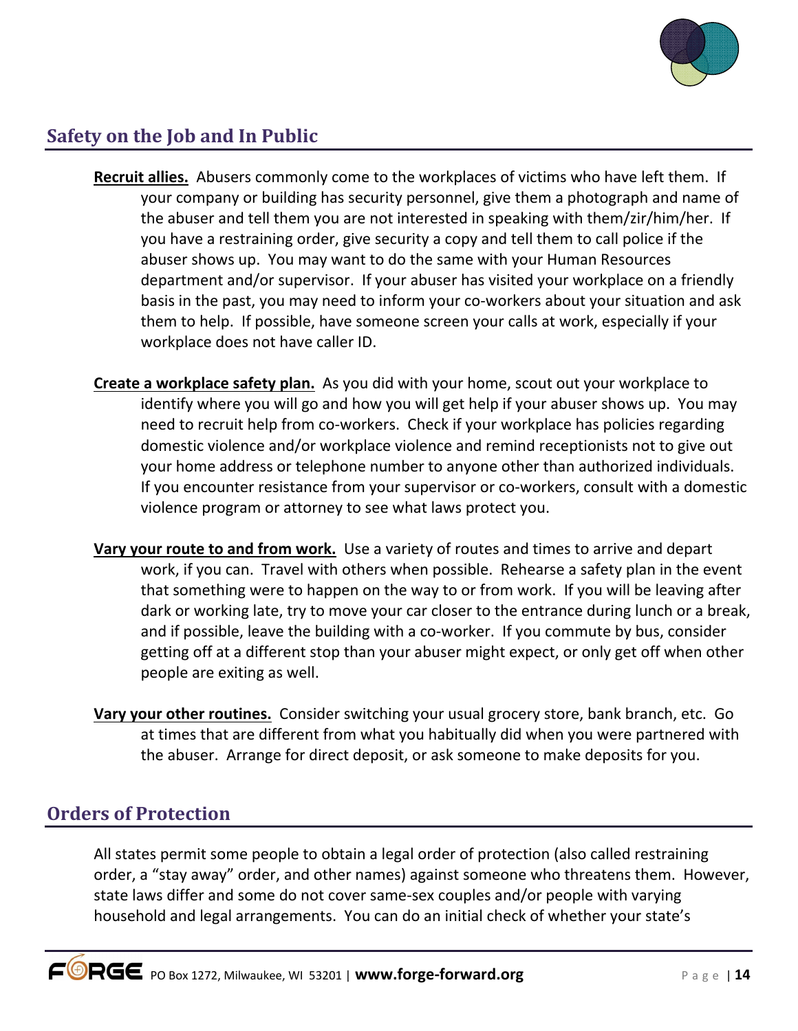## Safety on the Job and In Public

**Recruit allies.** Abusers commonly come to the workplaces of victims who have left them. If your company or building has security personnel, give them a photograph and name of the abuser and tell them you are not interested in speaking with them/zir/him/her. If you have a restraining order, give security a copy and tell them to call police if the abuser shows up. You may want to do the same with your Human Resources department and/or supervisor. If your abuser has visited your workplace on a friendly basis in the past, you may need to inform your co-workers about your situation and ask them to help. If possible, have someone screen your calls at work, especially if your workplace does not have caller ID.

**Create a workplace safety plan.** As you did with your home, scout out your workplace to identify where you will go and how you will get help if your abuser shows up. You may need to recruit help from co-workers. Check if your workplace has policies regarding domestic violence and/or workplace violence and remind receptionists not to give out your home address or telephone number to anyone other than authorized individuals. If you encounter resistance from your supervisor or co-workers, consult with a domestic violence program or attorney to see what laws protect you.

**Vary your route to and from work.** Use a variety of routes and times to arrive and depart work, if you can. Travel with others when possible. Rehearse a safety plan in the event that something were to happen on the way to or from work. If you will be leaving after dark or working late, try to move your car closer to the entrance during lunch or a break, and if possible, leave the building with a co-worker. If you commute by bus, consider getting off at a different stop than your abuser might expect, or only get off when other people are exiting as well.

**Vary your other routines.** Consider switching your usual grocery store, bank branch, etc. Go at times that are different from what you habitually did when you were partnered with the abuser. Arrange for direct deposit, or ask someone to make deposits for you.

## Orders of Protection

All states permit some people to obtain a legal order of protection (also called restraining order, a "stay away" order, and other names) against someone who threatens them. However, state laws differ and some do not cover same-sex couples and/or people with varying household and legal arrangements. You can do an initial check of whether your state's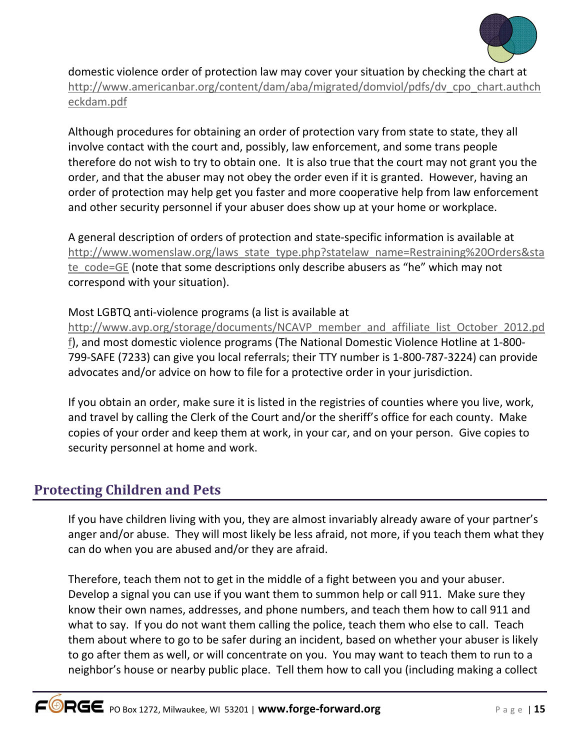domestic violence order of protection law may cover your situation by checking the chart at http://www.americanbar.org/content/dam/aba/migrated/domviol/pdfs/dv_cpo_chart.authcheckdam.pdf

Although procedures for obtaining an order of protection vary from state to state, they all involve contact with the court and, possibly, law enforcement, and some trans people therefore do not wish to try to obtain one. It is also true that the court may not grant you the order, and that the abuser may not obey the order even if it is granted. However, having an order of protection may help get you faster and more cooperative help from law enforcement and other security personnel if your abuser does show up at your home or workplace.

A general description of orders of protection and state-specific information is available at http://www.womenslaw.org/laws_state_type.php?statelaw_name=Restraining%20Orders&state_code=GE (note that some descriptions only describe abusers as "he" which may not correspond with your situation).

Most LGBTQ anti-violence programs (a list is available at http://www.avp.org/storage/documents/NCAVP_member_and_affiliate_list_October_2012.pdf), and most domestic violence programs (The National Domestic Violence Hotline at 1-800-799-SAFE (7233) can give you local referrals; their TTY number is 1-800-787-3224) can provide advocates and/or advice on how to file for a protective order in your jurisdiction.

If you obtain an order, make sure it is listed in the registries of counties where you live, work, and travel by calling the Clerk of the Court and/or the sheriff's office for each county. Make copies of your order and keep them at work, in your car, and on your person. Give copies to security personnel at home and work.

## Protecting Children and Pets

If you have children living with you, they are almost invariably already aware of your partner's anger and/or abuse. They will most likely be less afraid, not more, if you teach them what they can do when you are abused and/or they are afraid.

Therefore, teach them not to get in the middle of a fight between you and your abuser. Develop a signal you can use if you want them to summon help or call 911. Make sure they know their own names, addresses, and phone numbers, and teach them how to call 911 and what to say. If you do not want them calling the police, teach them who else to call. Teach them about where to go to be safer during an incident, based on whether your abuser is likely to go after them as well, or will concentrate on you. You may want to teach them to run to a neighbor's house or nearby public place. Tell them how to call you (including making a collect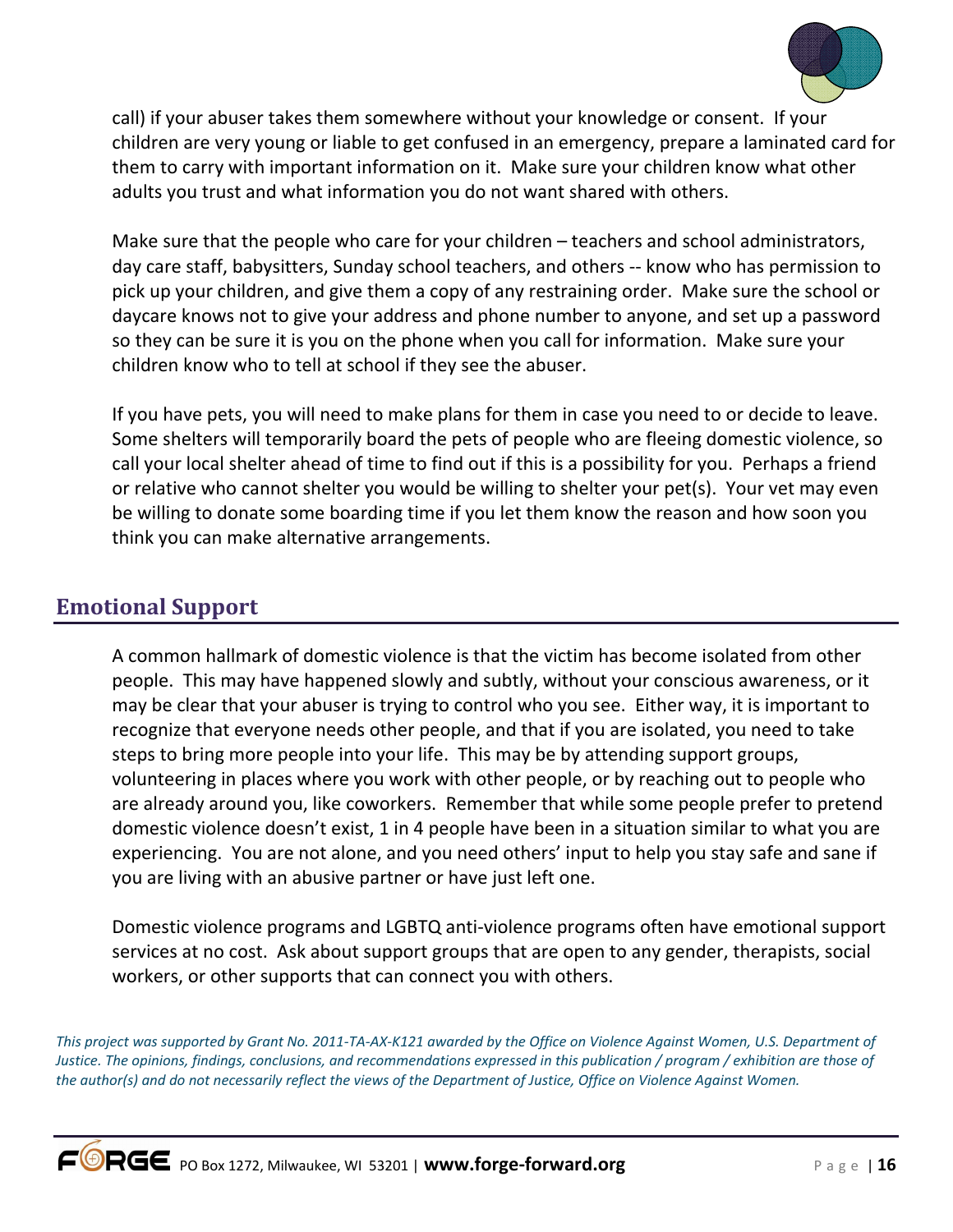call) if your abuser takes them somewhere without your knowledge or consent. If your children are very young or liable to get confused in an emergency, prepare a laminated card for them to carry with important information on it. Make sure your children know what other adults you trust and what information you do not want shared with others.

Make sure that the people who care for your children – teachers and school administrators, day care staff, babysitters, Sunday school teachers, and others -- know who has permission to pick up your children, and give them a copy of any restraining order. Make sure the school or daycare knows not to give your address and phone number to anyone, and set up a password so they can be sure it is you on the phone when you call for information. Make sure your children know who to tell at school if they see the abuser.

If you have pets, you will need to make plans for them in case you need to or decide to leave. Some shelters will temporarily board the pets of people who are fleeing domestic violence, so call your local shelter ahead of time to find out if this is a possibility for you. Perhaps a friend or relative who cannot shelter you would be willing to shelter your pet(s). Your vet may even be willing to donate some boarding time if you let them know the reason and how soon you think you can make alternative arrangements.

## Emotional Support

A common hallmark of domestic violence is that the victim has become isolated from other people. This may have happened slowly and subtly, without your conscious awareness, or it may be clear that your abuser is trying to control who you see. Either way, it is important to recognize that everyone needs other people, and that if you are isolated, you need to take steps to bring more people into your life. This may be by attending support groups, volunteering in places where you work with other people, or by reaching out to people who are already around you, like coworkers. Remember that while some people prefer to pretend domestic violence doesn't exist, 1 in 4 people have been in a situation similar to what you are experiencing. You are not alone, and you need others' input to help you stay safe and sane if you are living with an abusive partner or have just left one.

Domestic violence programs and LGBTQ anti-violence programs often have emotional support services at no cost. Ask about support groups that are open to any gender, therapists, social workers, or other supports that can connect you with others.

*This project was supported by Grant No. 2011-TA-AX-K121 awarded by the Office on Violence Against Women, U.S. Department of Justice. The opinions, findings, conclusions, and recommendations expressed in this publication / program / exhibition are those of the author(s) and do not necessarily reflect the views of the Department of Justice, Office on Violence Against Women.*